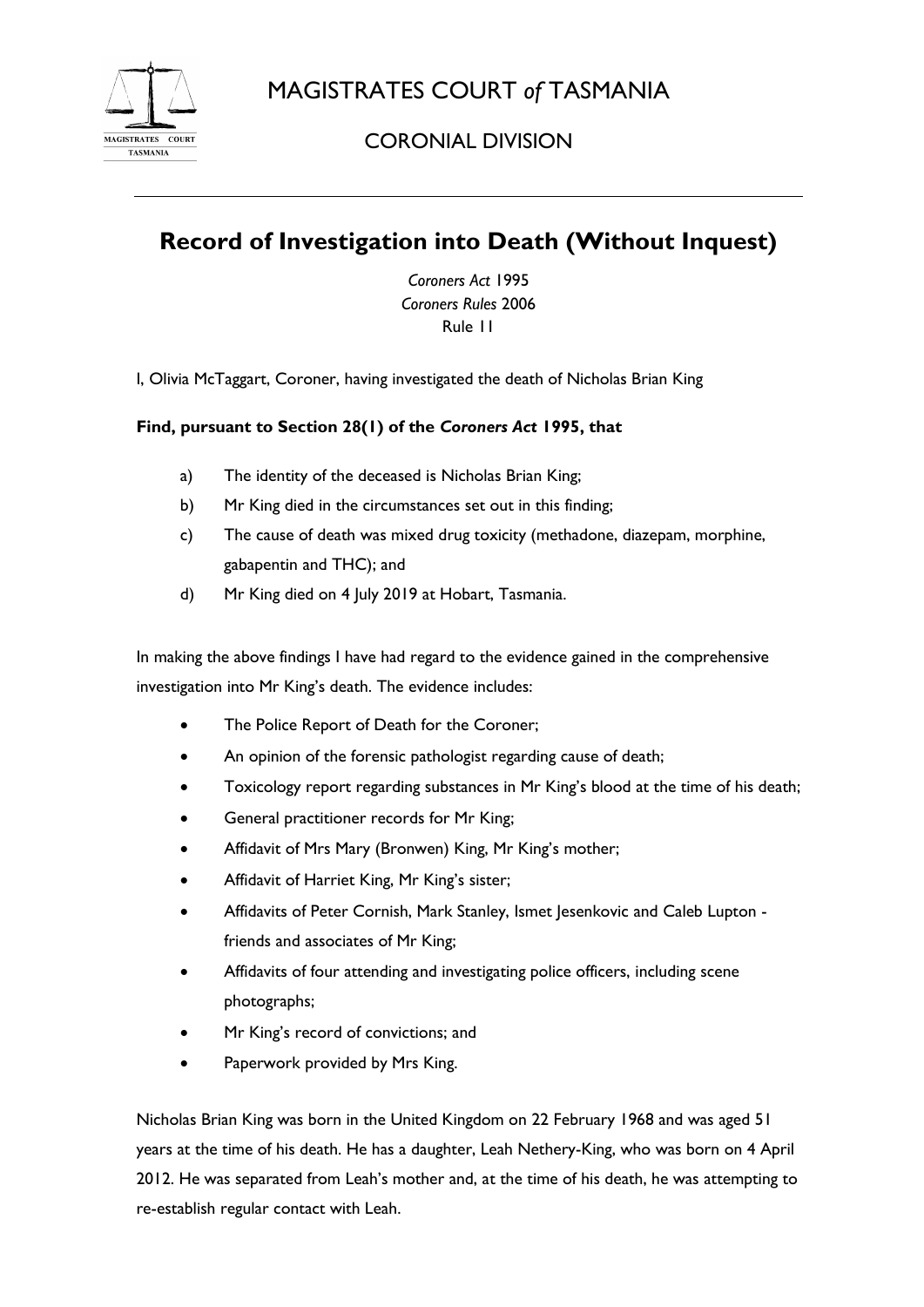MAGISTRATES COURT *of* TASMANIA

CORONIAL DIVISION

# Record of Investigation into Death (Without Inquest)

*Coroners Act* 1995
*Coroners Rules* 2006
Rule 11

I, Olivia McTaggart, Coroner, having investigated the death of Nicholas Brian King

**Find, pursuant to Section 28(1) of the *Coroners Act* 1995, that**

a) The identity of the deceased is Nicholas Brian King;
b) Mr King died in the circumstances set out in this finding;
c) The cause of death was mixed drug toxicity (methadone, diazepam, morphine, gabapentin and THC); and
d) Mr King died on 4 July 2019 at Hobart, Tasmania.

In making the above findings I have had regard to the evidence gained in the comprehensive investigation into Mr King's death. The evidence includes:

- The Police Report of Death for the Coroner;
- An opinion of the forensic pathologist regarding cause of death;
- Toxicology report regarding substances in Mr King's blood at the time of his death;
- General practitioner records for Mr King;
- Affidavit of Mrs Mary (Bronwen) King, Mr King's mother;
- Affidavit of Harriet King, Mr King's sister;
- Affidavits of Peter Cornish, Mark Stanley, Ismet Jesenkovic and Caleb Lupton - friends and associates of Mr King;
- Affidavits of four attending and investigating police officers, including scene photographs;
- Mr King's record of convictions; and
- Paperwork provided by Mrs King.

Nicholas Brian King was born in the United Kingdom on 22 February 1968 and was aged 51 years at the time of his death. He has a daughter, Leah Nethery-King, who was born on 4 April 2012. He was separated from Leah's mother and, at the time of his death, he was attempting to re-establish regular contact with Leah.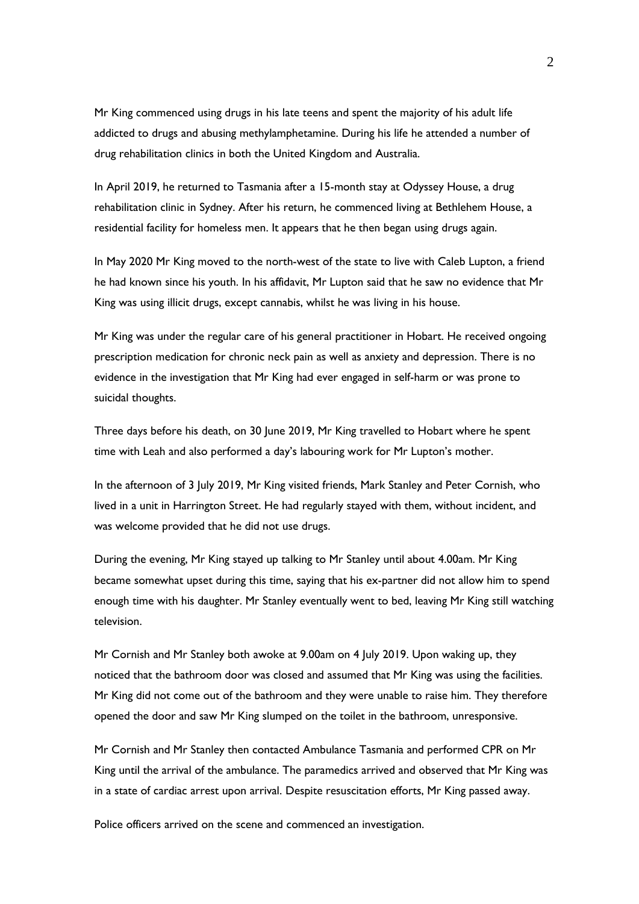Mr King commenced using drugs in his late teens and spent the majority of his adult life addicted to drugs and abusing methylamphetamine. During his life he attended a number of drug rehabilitation clinics in both the United Kingdom and Australia.

In April 2019, he returned to Tasmania after a 15-month stay at Odyssey House, a drug rehabilitation clinic in Sydney. After his return, he commenced living at Bethlehem House, a residential facility for homeless men. It appears that he then began using drugs again.

In May 2020 Mr King moved to the north-west of the state to live with Caleb Lupton, a friend he had known since his youth. In his affidavit, Mr Lupton said that he saw no evidence that Mr King was using illicit drugs, except cannabis, whilst he was living in his house.

Mr King was under the regular care of his general practitioner in Hobart. He received ongoing prescription medication for chronic neck pain as well as anxiety and depression. There is no evidence in the investigation that Mr King had ever engaged in self-harm or was prone to suicidal thoughts.

Three days before his death, on 30 June 2019, Mr King travelled to Hobart where he spent time with Leah and also performed a day's labouring work for Mr Lupton's mother.

In the afternoon of 3 July 2019, Mr King visited friends, Mark Stanley and Peter Cornish, who lived in a unit in Harrington Street. He had regularly stayed with them, without incident, and was welcome provided that he did not use drugs.

During the evening, Mr King stayed up talking to Mr Stanley until about 4.00am. Mr King became somewhat upset during this time, saying that his ex-partner did not allow him to spend enough time with his daughter. Mr Stanley eventually went to bed, leaving Mr King still watching television.

Mr Cornish and Mr Stanley both awoke at 9.00am on 4 July 2019. Upon waking up, they noticed that the bathroom door was closed and assumed that Mr King was using the facilities. Mr King did not come out of the bathroom and they were unable to raise him. They therefore opened the door and saw Mr King slumped on the toilet in the bathroom, unresponsive.

Mr Cornish and Mr Stanley then contacted Ambulance Tasmania and performed CPR on Mr King until the arrival of the ambulance. The paramedics arrived and observed that Mr King was in a state of cardiac arrest upon arrival. Despite resuscitation efforts, Mr King passed away.

Police officers arrived on the scene and commenced an investigation.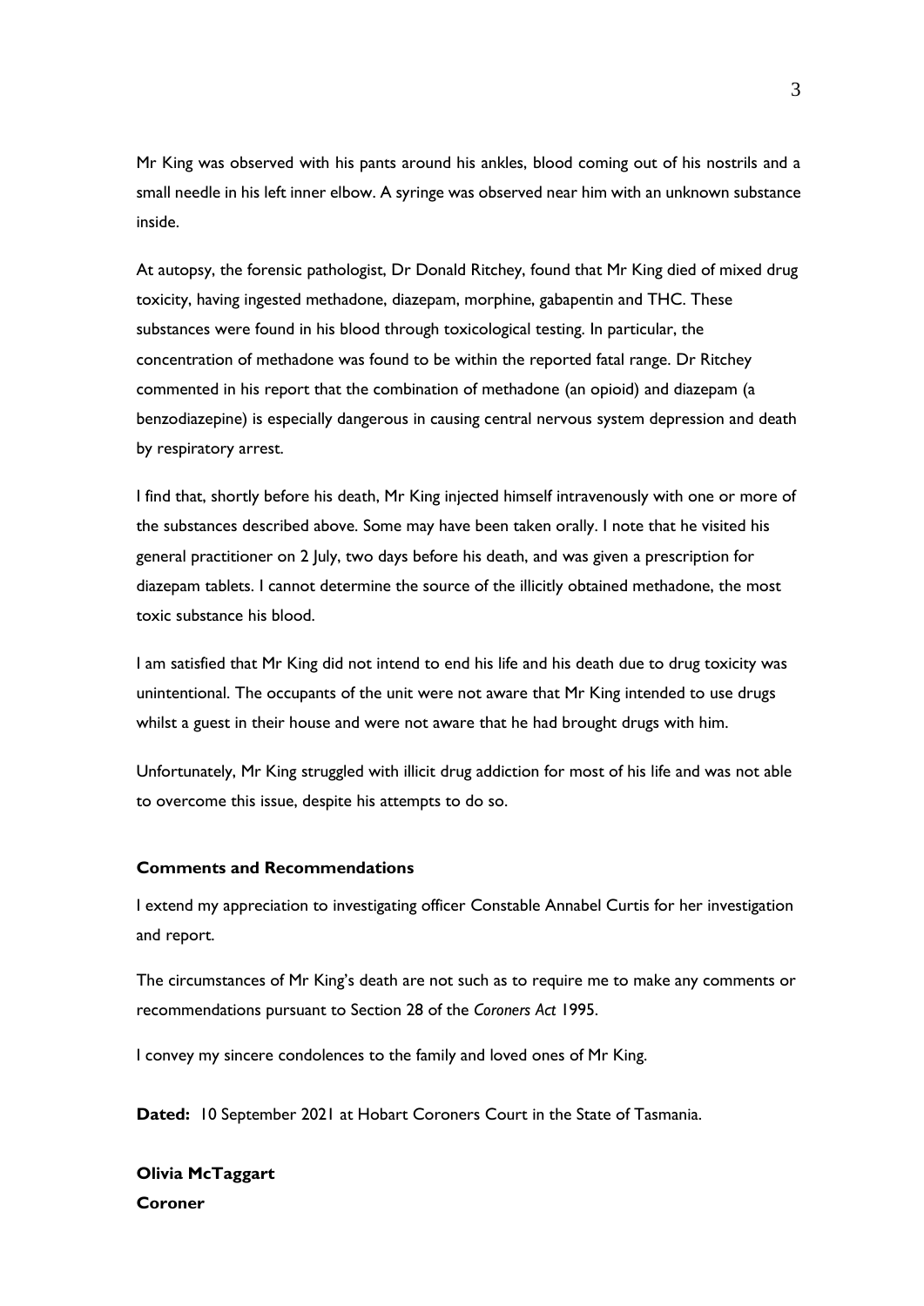Mr King was observed with his pants around his ankles, blood coming out of his nostrils and a small needle in his left inner elbow. A syringe was observed near him with an unknown substance inside.

At autopsy, the forensic pathologist, Dr Donald Ritchey, found that Mr King died of mixed drug toxicity, having ingested methadone, diazepam, morphine, gabapentin and THC. These substances were found in his blood through toxicological testing. In particular, the concentration of methadone was found to be within the reported fatal range. Dr Ritchey commented in his report that the combination of methadone (an opioid) and diazepam (a benzodiazepine) is especially dangerous in causing central nervous system depression and death by respiratory arrest.

I find that, shortly before his death, Mr King injected himself intravenously with one or more of the substances described above. Some may have been taken orally. I note that he visited his general practitioner on 2 July, two days before his death, and was given a prescription for diazepam tablets. I cannot determine the source of the illicitly obtained methadone, the most toxic substance his blood.

I am satisfied that Mr King did not intend to end his life and his death due to drug toxicity was unintentional. The occupants of the unit were not aware that Mr King intended to use drugs whilst a guest in their house and were not aware that he had brought drugs with him.

Unfortunately, Mr King struggled with illicit drug addiction for most of his life and was not able to overcome this issue, despite his attempts to do so.

**Comments and Recommendations**

I extend my appreciation to investigating officer Constable Annabel Curtis for her investigation and report.

The circumstances of Mr King's death are not such as to require me to make any comments or recommendations pursuant to Section 28 of the *Coroners Act* 1995.

I convey my sincere condolences to the family and loved ones of Mr King.

**Dated:** 10 September 2021 at Hobart Coroners Court in the State of Tasmania.

**Olivia McTaggart**
**Coroner**